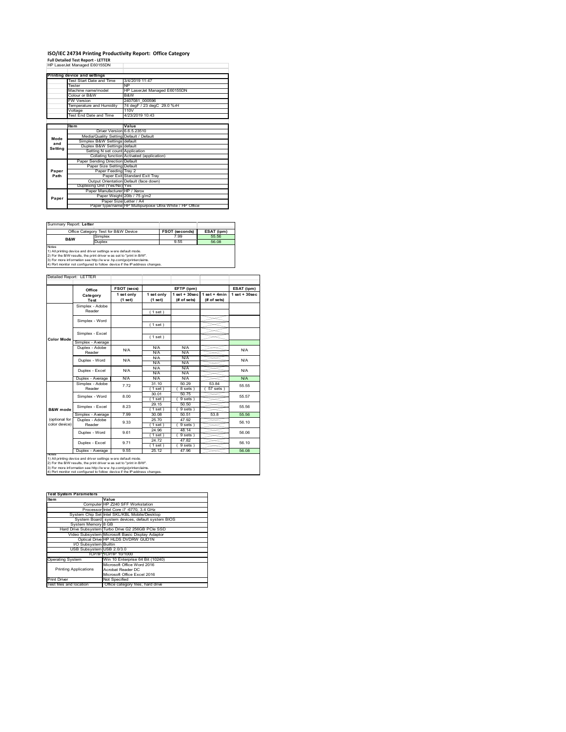# ISO/IEC 24734 Printing Productivity Report: Office Category

**Full Detailed Test Report - LETTER**

HP LaserJet Managed E60155DN

| Printing device and settings | |
|---|---|
| Test Start Date and Time | 3/4/2019 11:47 |
| Tester | NP |
| Machine name/model | HP LaserJet Managed E60155DN |
| Colour or B&W | B&W |
| FW Version | 2407081_000596 |
| Temperature and Humidity | 74 degF / 23 degC 29.0 %rH |
| Voltage | 110V |
| Test End Date and Time | 4/23/2019 10:43 |

| | Item | Value |
|---|---|---|
| Mode and Setting | Driver Version | 6.6.5.23510 |
| | Media/Quality Setting | Default / Default |
| | Simplex B&W Settings | default |
| | Duplex B&W Settings | default |
| | Setting N set count | Application |
| | Collating function | Activated (application) |
| Paper Path | Paper Sending Direction | Default |
| | Paper Size Setting | Default |
| | Paper Feeding | Tray 2 |
| | Paper Exit | Standard Exit Tray |
| | Output Orientation | Default (face down) |
| | Duplexing Unit (Yes/No) | Yes |
| Paper | Paper Manufacturer | HP / Xerox |
| | Paper Weight | 20lb / 75 g/m2 |
| | Paper Size | Letter / A4 |
| | Paper type/name | HP Multipurpose Ultra White / HP Office |

Summary Report: **Letter**

| Office Category Test for B&W Device | | FSOT (seconds) | ESAT (ipm) |
|---|---|---|---|
| B&W | Simplex | 7.99 | 55.56 |
| | Duplex | 9.55 | 56.08 |

Notes
1) All printing device and driver settings were default mode.
2) For the B/W results, the print driver was set to "print in B/W".
3) For more information see http://www.hp.com/go/printerclaims.
4) Port monitor not configured to follow device if the IP address changes.

Detailed Report: LETTER

| | Office Category Test | FSOT (secs) 1 set only (1 set) | EFTP (ipm) 1 set only (1 set) | EFTP (ipm) 1 set + 30sec (# of sets) | EFTP (ipm) 1 set + 4min (# of sets) | ESAT (ipm) 1 set + 30sec |
|---|---|---|---|---|---|---|
| Color Mode | Simplex - Adobe Reader | | (1 set) | | | |
| | Simplex - Word | | (1 set) | | | |
| | Simplex - Excel | | (1 set) | | | |
| | Simplex - Average | | | | | |
| | Duplex - Adobe Reader | N/A | N/A N/A | N/A N/A | | N/A |
| | Duplex - Word | N/A | N/A N/A | N/A N/A | | N/A |
| | Duplex - Excel | N/A | N/A N/A | N/A N/A | | N/A |
| | Duplex - Average | N/A | N/A | N/A | | N/A |
| B&W mode (optional for color device) | Simplex - Adobe Reader | 7.72 | 31.10 (1 set) | 50.29 (8 sets) | 53.84 (57 sets) | 55.55 |
| | Simplex - Word | 8.00 | 30.01 (1 set) | 50.75 (9 sets) | | 55.57 |
| | Simplex - Excel | 8.23 | 29.15 (1 set) | 50.50 (9 sets) | | 55.56 |
| | Simplex - Average | 7.99 | 30.08 | 50.51 | 53.8 | 55.56 |
| | Duplex - Adobe Reader | 9.33 | 25.70 (1 set) | 47.92 (9 sets) | | 56.10 |
| | Duplex - Word | 9.61 | 24.96 (1 set) | 48.14 (9 sets) | | 56.06 |
| | Duplex - Excel | 9.71 | 24.72 (1 set) | 47.82 (9 sets) | | 56.10 |
| | Duplex - Average | 9.55 | 25.12 | 47.96 | | 56.08 |

Notes
1) All printing device and driver settings were default mode.
2) For the B/W results, the print driver was set to "print in B/W".
3) For more information see http://www.hp.com/go/printerclaims.
4) Port monitor not configured to follow device if the IP address changes.

| Test System Parameters | |
|---|---|
| Item | Value |
| Computer | HP Z240 SFF Workstation |
| Processor | Intel Core i7 -6770, 3.4 GHz |
| System Chip Set | Intel SKL/KBL Mobile/Desktop |
| System Board | system devices, default system BIOS |
| System Memory | 8 GB |
| Hard Drive Subsystem | Turbo Drive G2 256GB PCIe SSD |
| Video Subsystem | Microsoft Basic Display Adaptor |
| Optical Drive | HP HLDS DVDRW GUD1N |
| I/O Subsystem | Builtin |
| USB Subsystem | USB 2.0/3.0 |
| TCP/IP | TCP/IP 10/1000 |
| Operating System | Win 10 Enterprise 64 Bit (10240) |
| Printing Applications | Microsoft Office Word 2016<br>Acrobat Reader DC<br>Microsoft Office Excel 2016 |
| Print Driver | Not Specified |
| Test files and location | Office category files, hard drive |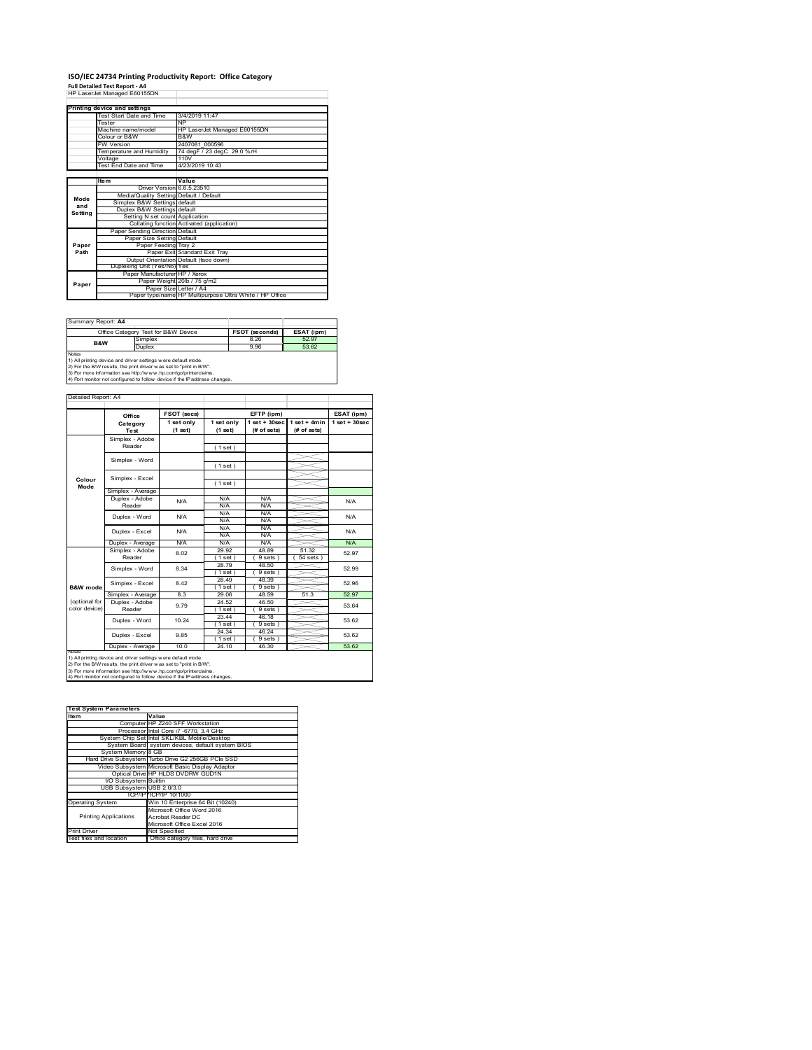# ISO/IEC 24734 Printing Productivity Report: Office Category

**Full Detailed Test Report - A4**

HP LaserJet Managed E60155DN

| Printing device and settings | |
|---|---|
| Test Start Date and Time | 3/4/2019 11:47 |
| Tester | NP |
| Machine name/model | HP LaserJet Managed E60155DN |
| Colour or B&W | B&W |
| FW Version | 2407081_000596 |
| Temperature and Humidity | 74 degF / 23 degC 29.0 %rH |
| Voltage | 110V |
| Test End Date and Time | 4/23/2019 10:43 |

| | Item | Value |
|---|---|---|
| Mode and Setting | Driver Version | 6.6.5.23510 |
| | Media/Quality Setting | Default / Default |
| | Simplex B&W Settings | default |
| | Duplex B&W Settings | default |
| | Setting N set count | Application |
| | Collating function | Activated (application) |
| Paper Path | Paper Sending Direction | Default |
| | Paper Size Setting | Default |
| | Paper Feeding | Tray 2 |
| | Paper Exit | Standard Exit Tray |
| | Output Orientation | Default (face down) |
| | Duplexing Unit (Yes/No) | Yes |
| Paper | Paper Manufacturer | HP / Xerox |
| | Paper Weight | 20lb / 75 g/m2 |
| | Paper Size | Letter / A4 |
| | Paper type/name | HP Multipurpose Ultra White / HP Office |

Summary Report: **A4**

| Office Category Test for B&W Device | | FSOT (seconds) | ESAT (ipm) |
|---|---|---|---|
| B&W | Simplex | 8.26 | 52.97 |
| | Duplex | 9.96 | 53.62 |

Notes
1) All printing device and driver settings were default mode.
2) For the B/W results, the print driver was set to "print in B/W".
3) For more information see http://www.hp.com/go/printerclaims.
4) Port monitor not configured to follow device if the IP address changes.

Detailed Report: A4

| | Office Category Test | FSOT (secs) 1 set only (1 set) | EFTP (ipm) 1 set only (1 set) | EFTP (ipm) 1 set + 30sec (# of sets) | EFTP (ipm) 1 set + 4min (# of sets) | ESAT (ipm) 1 set + 30sec |
|---|---|---|---|---|---|---|
| Colour Mode | Simplex - Adobe Reader | | (1 set) | | | |
| | Simplex - Word | | (1 set) | | | |
| | Simplex - Excel | | (1 set) | | | |
| | Simplex - Average | | | | | |
| | Duplex - Adobe Reader | N/A | N/A<br>N/A | N/A<br>N/A | | N/A |
| | Duplex - Word | N/A | N/A<br>N/A | N/A<br>N/A | | N/A |
| | Duplex - Excel | N/A | N/A<br>N/A | N/A<br>N/A | | N/A |
| | Duplex - Average | N/A | N/A | N/A | | N/A |
| B&W mode (optional for color device) | Simplex - Adobe Reader | 8.02 | 29.92<br>(1 set) | 48.89<br>(9 sets) | 51.32<br>(54 sets) | 52.97 |
| | Simplex - Word | 8.34 | 28.79<br>(1 set) | 48.50<br>(9 sets) | | 52.99 |
| | Simplex - Excel | 8.42 | 28.49<br>(1 set) | 48.39<br>(9 sets) | | 52.96 |
| | Simplex - Average | 8.3 | 29.06 | 48.59 | 51.3 | 52.97 |
| | Duplex - Adobe Reader | 9.79 | 24.52<br>(1 set) | 46.50<br>(9 sets) | | 53.64 |
| | Duplex - Word | 10.24 | 23.44<br>(1 set) | 46.18<br>(9 sets) | | 53.62 |
| | Duplex - Excel | 9.85 | 24.34<br>(1 set) | 46.24<br>(9 sets) | | 53.62 |
| | Duplex - Average | 10.0 | 24.10 | 46.30 | | 53.62 |

Notes
1) All printing device and driver settings were default mode.
2) For the B/W results, the print driver was set to "print in B/W".
3) For more information see http://www.hp.com/go/printerclaims.
4) Port monitor not configured to follow device if the IP address changes.

| Test System Parameters | |
|---|---|
| **Item** | **Value** |
| Computer | HP Z240 SFF Workstation |
| Processor | Intel Core i7 -6770, 3.4 GHz |
| System Chip Set | Intel SKL/KBL Mobile/Desktop |
| System Board | system devices, default system BIOS |
| System Memory | 8 GB |
| Hard Drive Subsystem | Turbo Drive G2 256GB PCIe SSD |
| Video Subsystem | Microsoft Basic Display Adaptor |
| Optical Drive | HP HLDS DVDRW GUD1N |
| I/O Subsystem | Builtin |
| USB Subsystem | USB 2.0/3.0 |
| TCP/IP | TCP/IP 10/1000 |
| Operating System | Win 10 Enterprise 64 Bit (10240) |
| Printing Applications | Microsoft Office Word 2016<br>Acrobat Reader DC<br>Microsoft Office Excel 2016 |
| Print Driver | Not Specified |
| Test files and location | Office category files, hard drive |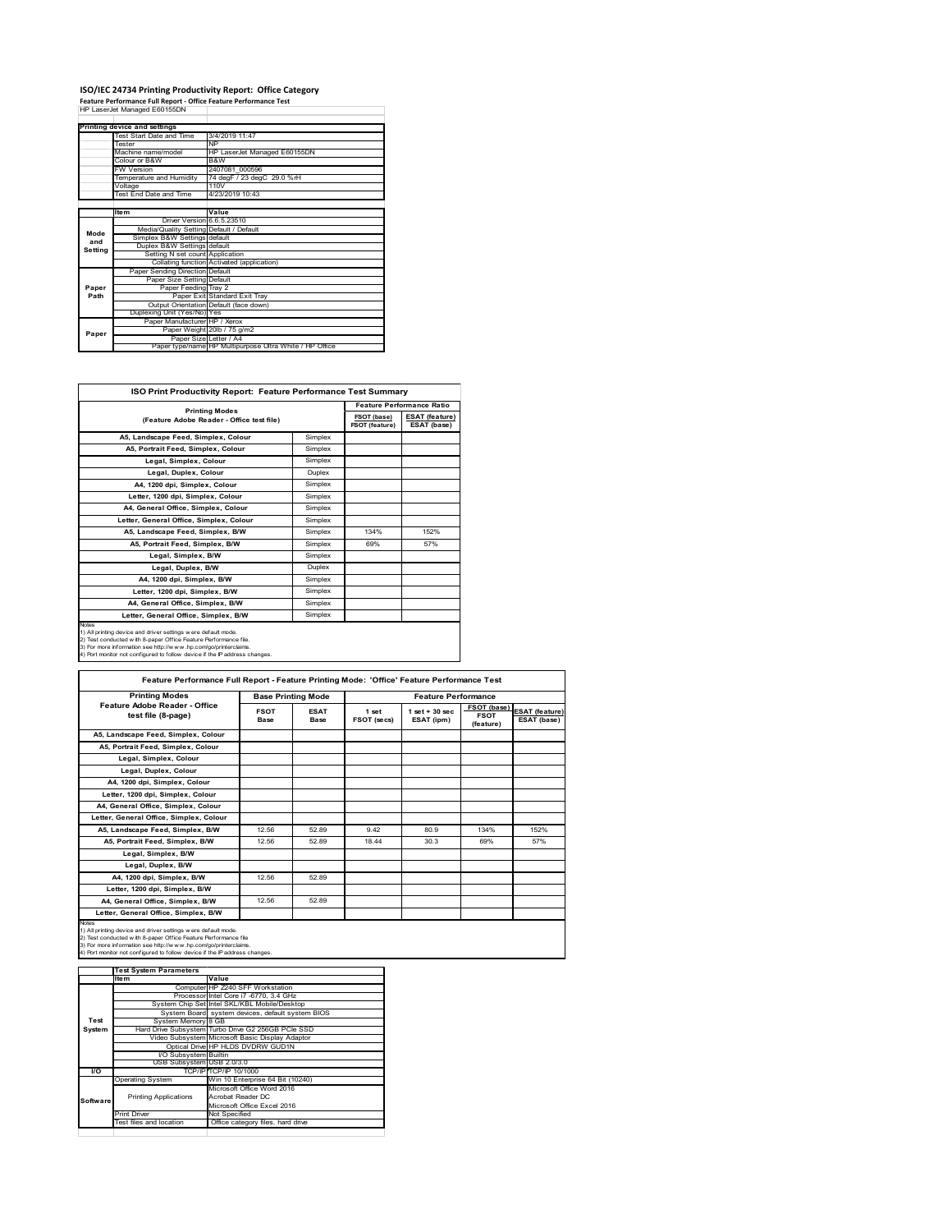# ISO/IEC 24734 Printing Productivity Report: Office Category

**Feature Performance Full Report - Office Feature Performance Test**

HP LaserJet Managed E60155DN

| Printing device and settings | | |
|---|---|---|
| | Test Start Date and Time | 3/4/2019 11:47 |
| | Tester | NP |
| | Machine name/model | HP LaserJet Managed E60155DN |
| | Colour or B&W | B&W |
| | FW Version | 2407081_000596 |
| | Temperature and Humidity | 74 degF / 23 degC 29.0 %rH |
| | Voltage | 110V |
| | Test End Date and Time | 4/23/2019 10:43 |

| | Item | Value |
|---|---|---|
| Mode and Setting | Driver Version | 6.6.5.23510 |
| | Media/Quality Setting | Default / Default |
| | Simplex B&W Settings | default |
| | Duplex B&W Settings | default |
| | Setting N set count | Application |
| | Collating function | Activated (application) |
| Paper Path | Paper Sending Direction | Default |
| | Paper Size Setting | Default |
| | Paper Feeding | Tray 2 |
| | Paper Exit | Standard Exit Tray |
| | Output Orientation | Default (face down) |
| | Duplexing Unit (Yes/No) | Yes |
| Paper | Paper Manufacturer | HP / Xerox |
| | Paper Weight | 20lb / 75 g/m2 |
| | Paper Size | Letter / A4 |
| | Paper type/name | HP Multipurpose Ultra White / HP Office |

## ISO Print Productivity Report: Feature Performance Test Summary

| Printing Modes (Feature Adobe Reader - Office test file) | | Feature Performance Ratio | |
|---|---|---|---|
| | | FSOT (base) / FSOT (feature) | ESAT (feature) / ESAT (base) |
| A5, Landscape Feed, Simplex, Colour | Simplex | | |
| A5, Portrait Feed, Simplex, Colour | Simplex | | |
| Legal, Simplex, Colour | Simplex | | |
| Legal, Duplex, Colour | Duplex | | |
| A4, 1200 dpi, Simplex, Colour | Simplex | | |
| Letter, 1200 dpi, Simplex, Colour | Simplex | | |
| A4, General Office, Simplex, Colour | Simplex | | |
| Letter, General Office, Simplex, Colour | Simplex | | |
| A5, Landscape Feed, Simplex, B/W | Simplex | 134% | 152% |
| A5, Portrait Feed, Simplex, B/W | Simplex | 69% | 57% |
| Legal, Simplex, B/W | Simplex | | |
| Legal, Duplex, B/W | Duplex | | |
| A4, 1200 dpi, Simplex, B/W | Simplex | | |
| Letter, 1200 dpi, Simplex, B/W | Simplex | | |
| A4, General Office, Simplex, B/W | Simplex | | |
| Letter, General Office, Simplex, B/W | Simplex | | |

Notes
1) All printing device and driver settings were default mode.
2) Test conducted with 8-paper Office Feature Performance file.
3) For more information see http://www.hp.com/go/printerclaims.
4) Port monitor not configured to follow device if the IP address changes.

## Feature Performance Full Report - Feature Printing Mode: 'Office' Feature Performance Test

| Printing Modes Feature Adobe Reader - Office test file (8-page) | Base Printing Mode | | Feature Performance | | | |
|---|---|---|---|---|---|---|
| | FSOT Base | ESAT Base | 1 set FSOT (secs) | 1 set + 30 sec ESAT (ipm) | FSOT (base) / FSOT (feature) | ESAT (feature) / ESAT (base) |
| A5, Landscape Feed, Simplex, Colour | | | | | | |
| A5, Portrait Feed, Simplex, Colour | | | | | | |
| Legal, Simplex, Colour | | | | | | |
| Legal, Duplex, Colour | | | | | | |
| A4, 1200 dpi, Simplex, Colour | | | | | | |
| Letter, 1200 dpi, Simplex, Colour | | | | | | |
| A4, General Office, Simplex, Colour | | | | | | |
| Letter, General Office, Simplex, Colour | | | | | | |
| A5, Landscape Feed, Simplex, B/W | 12.56 | 52.89 | 9.42 | 80.9 | 134% | 152% |
| A5, Portrait Feed, Simplex, B/W | 12.56 | 52.89 | 18.44 | 30.3 | 69% | 57% |
| Legal, Simplex, B/W | | | | | | |
| Legal, Duplex, B/W | | | | | | |
| A4, 1200 dpi, Simplex, B/W | 12.56 | 52.89 | | | | |
| Letter, 1200 dpi, Simplex, B/W | | | | | | |
| A4, General Office, Simplex, B/W | 12.56 | 52.89 | | | | |
| Letter, General Office, Simplex, B/W | | | | | | |

Notes
1) All printing device and driver settings were default mode.
2) Test conducted with 8-paper Office Feature Performance file
3) For more information see http://www.hp.com/go/printerclaims.
4) Port monitor not configured to follow device if the IP address changes.

| Test System Parameters | | |
|---|---|---|
| | Item | Value |
| Test System | Computer | HP Z240 SFF Workstation |
| | Processor | Intel Core i7 -6770, 3.4 GHz |
| | System Chip Set | Intel SKL/KBL Mobile/Desktop |
| | System Board | system devices, default system BIOS |
| | System Memory | 8 GB |
| | Hard Drive Subsystem | Turbo Drive G2 256GB PCIe SSD |
| | Video Subsystem | Microsoft Basic Display Adaptor |
| | Optical Drive | HP HLDS DVDRW GUD1N |
| | I/O Subsystem | Builtin |
| | USB Subsystem | USB 2.0/3.0 |
| I/O | TCP/IP | TCP/IP 10/1000 |
| Software | Operating System | Win 10 Enterprise 64 Bit (10240) |
| | Printing Applications | Microsoft Office Word 2016<br>Acrobat Reader DC<br>Microsoft Office Excel 2016 |
| | Print Driver | Not Specified |
| | Test files and location | Office category files, hard drive |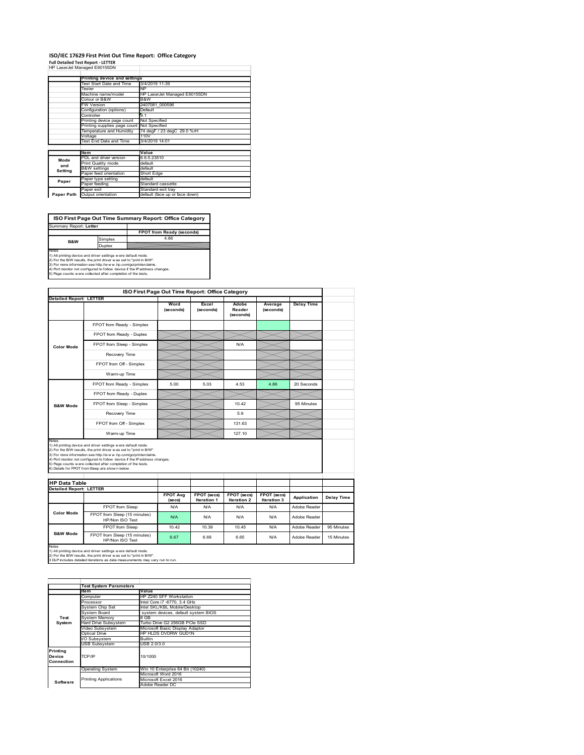# ISO/IEC 17629 First Print Out Time Report: Office Category

**Full Detailed Test Report - LETTER**

HP LaserJet Managed E60155DN

| | Printing device and settings | |
|---|---|---|
| | Test Start Date and Time | 3/4/2019 11:39 |
| | Tester | NP |
| | Machine name/model | HP LaserJet Managed E60155DN |
| | Colour or B&W | B&W |
| | FW Version | 2407081_000596 |
| | Configuration (options) | Default |
| | Controller | 9.1 |
| | Printing device page count | Not Specified |
| | Printing supplies page count | Not Specified |
| | Temperature and Humidity | 74 degF / 23 degC 29.0 %rH |
| | Voltage | 110V |
| | Test End Date and Time | 3/4/2019 14:01 |

| | Item | Value |
|---|---|---|
| Mode and Setting | PDL and driver version | 6.6.5.23510 |
| | Print Quality mode | default |
| | B&W settings | default |
| | Paper feed orientation | Short Edge |
| Paper | Paper type setting | default |
| | Paper feeding | Standard cassette |
| | Paper exit | Standard exit tray |
| Paper Path | Output orientation | default (face up or face down) |

| ISO First Page Out Time Summary Report: Office Category | | |
|---|---|---|
| Summary Report: **Letter** | | |
| | | FPOT from Ready (seconds) |
| B&W | Simplex | 4.86 |
| | Duplex | |

Notes
1) All printing device and driver settings were default mode.
2) For the B/W results, the print driver was set to "print in B/W".
3) For more information see http://www.hp.com/go/printerclaims.
4) Port monitor not configured to follow device if the IP address changes.
5) Page counts were collected after completion of the tests.

| ISO First Page Out Time Report: Office Category | | | | | | |
|---|---|---|---|---|---|---|
| **Detailed Report: LETTER** | | Word (seconds) | Excel (seconds) | Adobe Reader (seconds) | Average (seconds) | Delay Time |
| Color Mode | FPOT from Ready - Simplex | | | | | |
| | FPOT from Ready - Duplex | | | | | |
| | FPOT from Sleep - Simplex | | | N/A | | |
| | Recovery Time | | | | | |
| | FPOT from Off - Simplex | | | | | |
| | Warm-up Time | | | | | |
| B&W Mode | FPOT from Ready - Simplex | 5.00 | 5.03 | 4.53 | 4.86 | 20 Seconds |
| | FPOT from Ready - Duplex | | | | | |
| | FPOT from Sleep - Simplex | | | 10.42 | | 95 Minutes |
| | Recovery Time | | | 5.9 | | |
| | FPOT from Off - Simplex | | | 131.63 | | |
| | Warm-up Time | | | 127.10 | | |

Notes
1) All printing device and driver settings were default mode.
2) For the B/W results, the print driver was set to "print in B/W".
3) For more information see http://www.hp.com/go/printerclaims.
4) Port monitor not configured to follow device if the IP address changes.
5) Page counts were collected after completion of the tests.
6) Details for FPOT from Sleep are shown below.

| HP Data Table | | | | | | | |
|---|---|---|---|---|---|---|---|
| **Detailed Report: LETTER** | | FPOT Avg (secs) | FPOT (secs) Iteration 1 | FPOT (secs) Iteration 2 | FPOT (secs) Iteration 3 | Application | Delay Time |
| Color Mode | FPOT from Sleep | N/A | N/A | N/A | N/A | Adobe Reader | |
| | FPOT from Sleep (15 minutes) HP/Non ISO Test | N/A | N/A | N/A | N/A | Adobe Reader | |
| B&W Mode | FPOT from Sleep | 10.42 | 10.39 | 10.45 | N/A | Adobe Reader | 95 Minutes |
| | FPOT from Sleep (15 minutes) HP/Non ISO Test | 6.67 | 6.69 | 6.65 | N/A | Adobe Reader | 15 Minutes |

Notes
1) All printing device and driver settings were default mode.
2) For the B/W results, the print driver was set to "print in B/W".
3 DLP includes detailed iterations as data measurements may vary run to run.

| | Test System Parameters | |
|---|---|---|
| | Item | Value |
| Test System | Computer | HP Z240 SFF Workstation |
| | Processor | Intel Core i7 -6770, 3.4 GHz |
| | System Chip Set | Intel SKL/KBL Mobile/Desktop |
| | System Board | system devices, default system BIOS |
| | System Memory | 8 GB |
| | Hard Drive Subsystem | Turbo Drive G2 256GB PCIe SSD |
| | Video Subsystem | Microsoft Basic Display Adaptor |
| | Optical Drive | HP HLDS DVDRW GUD1N |
| | I/O Subsystem | Builtin |
| | USB Subsystem | USB 2.0/3.0 |
| Printing Device Connection | TCP/IP | 10/1000 |
| Software | Operating System | Win 10 Enterprise 64 Bit (10240) |
| | Printing Applications | Microsoft Word 2016 |
| | | Microsoft Excel 2016 |
| | | Adobe Reader DC |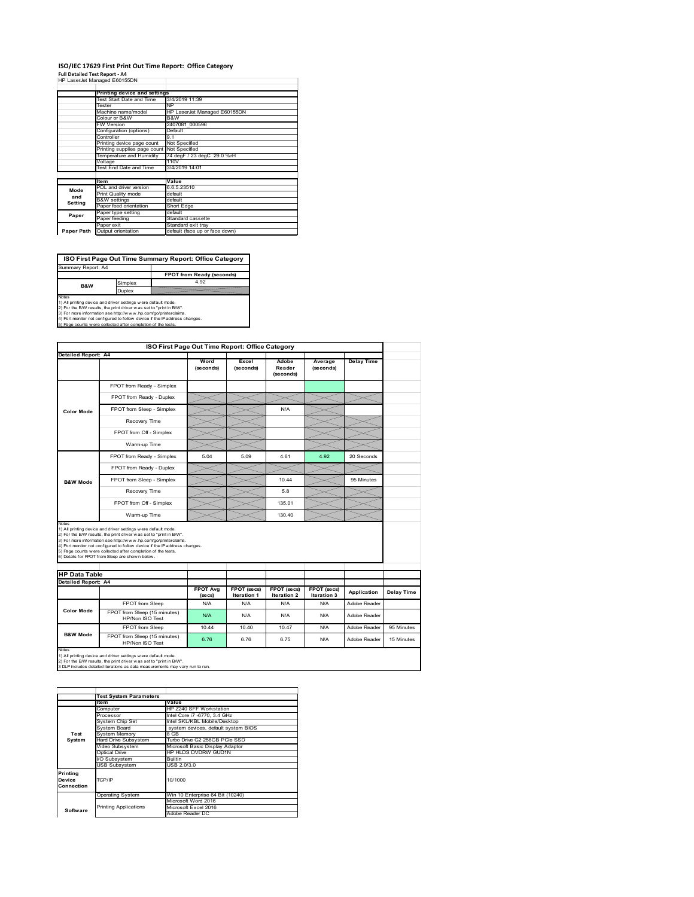# ISO/IEC 17629 First Print Out Time Report: Office Category

**Full Detailed Test Report - A4**

HP LaserJet Managed E60155DN

| | | |
|---|---|---|
| | **Printing device and settings** | |
| | Test Start Date and Time | 3/4/2019 11:39 |
| | Tester | NP |
| | Machine name/model | HP LaserJet Managed E60155DN |
| | Colour or B&W | B&W |
| | FW Version | 2407081_000596 |
| | Configuration (options) | Default |
| | Controller | 9.1 |
| | Printing device page count | Not Specified |
| | Printing supplies page count | Not Specified |
| | Temperature and Humidity | 74 degF / 23 degC 29.0 %rH |
| | Voltage | 110V |
| | Test End Date and Time | 3/4/2019 14:01 |
| | **Item** | **Value** |
| Mode and Setting | PDL and driver version | 6.6.5.23510 |
| | Print Quality mode | default |
| | B&W settings | default |
| | Paper feed orientation | Short Edge |
| Paper | Paper type setting | default |
| | Paper feeding | Standard cassette |
| | Paper exit | Standard exit tray |
| Paper Path | Output orientation | default (face up or face down) |

## ISO First Page Out Time Summary Report: Office Category

Summary Report: A4

| | | FPOT from Ready (seconds) |
|---|---|---|
| B&W | Simplex | 4.92 |
| | Duplex | |

Notes
1) All printing device and driver settings were default mode.
2) For the B/W results, the print driver was set to "print in B/W".
3) For more information see http://www.hp.com/go/printerclaims.
4) Port monitor not configured to follow device if the IP address changes.
5) Page counts were collected after completion of the tests.

## ISO First Page Out Time Report: Office Category

Detailed Report: A4

| | | Word (seconds) | Excel (seconds) | Adobe Reader (seconds) | Average (seconds) | Delay Time |
|---|---|---|---|---|---|---|
| Color Mode | FPOT from Ready - Simplex | | | | | |
| | FPOT from Ready - Duplex | | | | | |
| | FPOT from Sleep - Simplex | | | N/A | | |
| | Recovery Time | | | | | |
| | FPOT from Off - Simplex | | | | | |
| | Warm-up Time | | | | | |
| B&W Mode | FPOT from Ready - Simplex | 5.04 | 5.09 | 4.61 | 4.92 | 20 Seconds |
| | FPOT from Ready - Duplex | | | | | |
| | FPOT from Sleep - Simplex | | | 10.44 | | 95 Minutes |
| | Recovery Time | | | 5.8 | | |
| | FPOT from Off - Simplex | | | 135.01 | | |
| | Warm-up Time | | | 130.40 | | |

Notes
1) All printing device and driver settings were default mode.
2) For the B/W results, the print driver was set to "print in B/W".
3) For more information see http://www.hp.com/go/printerclaims.
4) Port monitor not configured to follow device if the IP address changes.
5) Page counts were collected after completion of the tests.
6) Details for FPOT from Sleep are shown below.

## HP Data Table

Detailed Report: A4

| | | FPOT Avg (secs) | FPOT (secs) Iteration 1 | FPOT (secs) Iteration 2 | FPOT (secs) Iteration 3 | Application | Delay Time |
|---|---|---|---|---|---|---|---|
| Color Mode | FPOT from Sleep | N/A | N/A | N/A | N/A | Adobe Reader | |
| | FPOT from Sleep (15 minutes) HP/Non ISO Test | N/A | N/A | N/A | N/A | Adobe Reader | |
| B&W Mode | FPOT from Sleep | 10.44 | 10.40 | 10.47 | N/A | Adobe Reader | 95 Minutes |
| | FPOT from Sleep (15 minutes) HP/Non ISO Test | 6.76 | 6.76 | 6.75 | N/A | Adobe Reader | 15 Minutes |

Notes
1) All printing device and driver settings were default mode.
2) For the B/W results, the print driver was set to "print in B/W".
3 DLP includes detailed iterations as data measurements may vary run to run.

| | | |
|---|---|---|
| | **Test System Parameters** | |
| | **Item** | **Value** |
| Test System | Computer | HP Z240 SFF Workstation |
| | Processor | Intel Core i7 -6770, 3.4 GHz |
| | System Chip Set | Intel SKL/KBL Mobile/Desktop |
| | System Board | system devices, default system BIOS |
| | System Memory | 8 GB |
| | Hard Drive Subsystem | Turbo Drive G2 256GB PCIe SSD |
| | Video Subsystem | Microsoft Basic Display Adaptor |
| | Optical Drive | HP HLDS DVDRW GUD1N |
| | I/O Subsystem | Builtin |
| | USB Subsystem | USB 2.0/3.0 |
| Printing Device Connection | TCP/IP | 10/1000 |
| Software | Operating System | Win 10 Enterprise 64 Bit (10240) |
| | Printing Applications | Microsoft Word 2016 |
| | | Microsoft Excel 2016 |
| | | Adobe Reader DC |